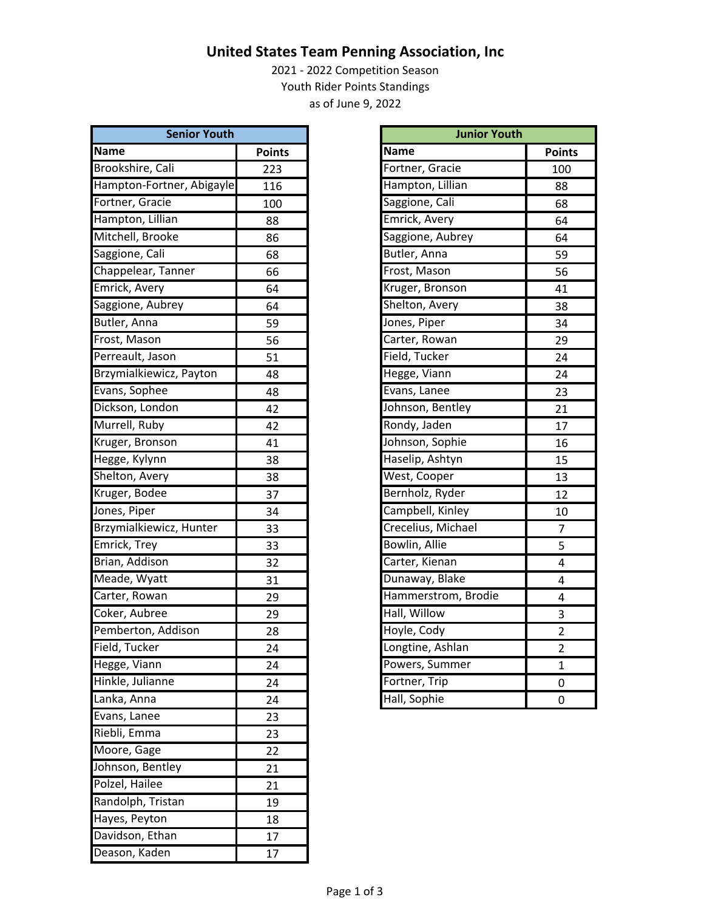# United States Team Penning Association, Inc

2021 - 2022 Competition Season

Youth Rider Points Standings

as of June 9, 2022

| Senior Youth | |
|---|---|
| **Name** | **Points** |
| Brookshire, Cali | 223 |
| Hampton-Fortner, Abigayle | 116 |
| Fortner, Gracie | 100 |
| Hampton, Lillian | 88 |
| Mitchell, Brooke | 86 |
| Saggione, Cali | 68 |
| Chappelear, Tanner | 66 |
| Emrick, Avery | 64 |
| Saggione, Aubrey | 64 |
| Butler, Anna | 59 |
| Frost, Mason | 56 |
| Perreault, Jason | 51 |
| Brzymialkiewicz, Payton | 48 |
| Evans, Sophee | 48 |
| Dickson, London | 42 |
| Murrell, Ruby | 42 |
| Kruger, Bronson | 41 |
| Hegge, Kylynn | 38 |
| Shelton, Avery | 38 |
| Kruger, Bodee | 37 |
| Jones, Piper | 34 |
| Brzymialkiewicz, Hunter | 33 |
| Emrick, Trey | 33 |
| Brian, Addison | 32 |
| Meade, Wyatt | 31 |
| Carter, Rowan | 29 |
| Coker, Aubree | 29 |
| Pemberton, Addison | 28 |
| Field, Tucker | 24 |
| Hegge, Viann | 24 |
| Hinkle, Julianne | 24 |
| Lanka, Anna | 24 |
| Evans, Lanee | 23 |
| Riebli, Emma | 23 |
| Moore, Gage | 22 |
| Johnson, Bentley | 21 |
| Polzel, Hailee | 21 |
| Randolph, Tristan | 19 |
| Hayes, Peyton | 18 |
| Davidson, Ethan | 17 |
| Deason, Kaden | 17 |

| Junior Youth | |
|---|---|
| **Name** | **Points** |
| Fortner, Gracie | 100 |
| Hampton, Lillian | 88 |
| Saggione, Cali | 68 |
| Emrick, Avery | 64 |
| Saggione, Aubrey | 64 |
| Butler, Anna | 59 |
| Frost, Mason | 56 |
| Kruger, Bronson | 41 |
| Shelton, Avery | 38 |
| Jones, Piper | 34 |
| Carter, Rowan | 29 |
| Field, Tucker | 24 |
| Hegge, Viann | 24 |
| Evans, Lanee | 23 |
| Johnson, Bentley | 21 |
| Rondy, Jaden | 17 |
| Johnson, Sophie | 16 |
| Haselip, Ashtyn | 15 |
| West, Cooper | 13 |
| Bernholz, Ryder | 12 |
| Campbell, Kinley | 10 |
| Crecelius, Michael | 7 |
| Bowlin, Allie | 5 |
| Carter, Kienan | 4 |
| Dunaway, Blake | 4 |
| Hammerstrom, Brodie | 4 |
| Hall, Willow | 3 |
| Hoyle, Cody | 2 |
| Longtine, Ashlan | 2 |
| Powers, Summer | 1 |
| Fortner, Trip | 0 |
| Hall, Sophie | 0 |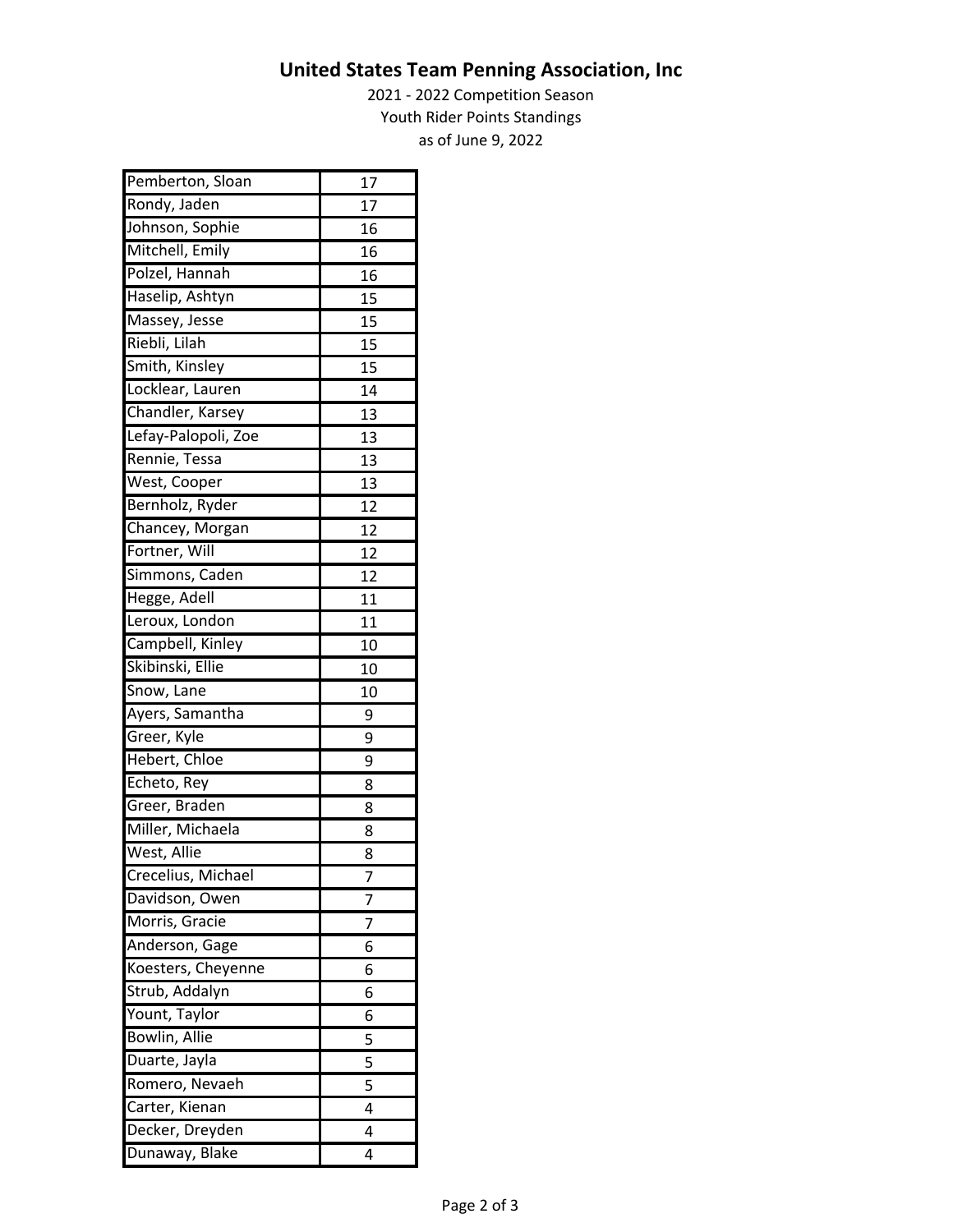# United States Team Penning Association, Inc

2021 - 2022 Competition Season

Youth Rider Points Standings

as of June 9, 2022

| Name | Points |
|---|---|
| Pemberton, Sloan | 17 |
| Rondy, Jaden | 17 |
| Johnson, Sophie | 16 |
| Mitchell, Emily | 16 |
| Polzel, Hannah | 16 |
| Haselip, Ashtyn | 15 |
| Massey, Jesse | 15 |
| Riebli, Lilah | 15 |
| Smith, Kinsley | 15 |
| Locklear, Lauren | 14 |
| Chandler, Karsey | 13 |
| Lefay-Palopoli, Zoe | 13 |
| Rennie, Tessa | 13 |
| West, Cooper | 13 |
| Bernholz, Ryder | 12 |
| Chancey, Morgan | 12 |
| Fortner, Will | 12 |
| Simmons, Caden | 12 |
| Hegge, Adell | 11 |
| Leroux, London | 11 |
| Campbell, Kinley | 10 |
| Skibinski, Ellie | 10 |
| Snow, Lane | 10 |
| Ayers, Samantha | 9 |
| Greer, Kyle | 9 |
| Hebert, Chloe | 9 |
| Echeto, Rey | 8 |
| Greer, Braden | 8 |
| Miller, Michaela | 8 |
| West, Allie | 8 |
| Crecelius, Michael | 7 |
| Davidson, Owen | 7 |
| Morris, Gracie | 7 |
| Anderson, Gage | 6 |
| Koesters, Cheyenne | 6 |
| Strub, Addalyn | 6 |
| Yount, Taylor | 6 |
| Bowlin, Allie | 5 |
| Duarte, Jayla | 5 |
| Romero, Nevaeh | 5 |
| Carter, Kienan | 4 |
| Decker, Dreyden | 4 |
| Dunaway, Blake | 4 |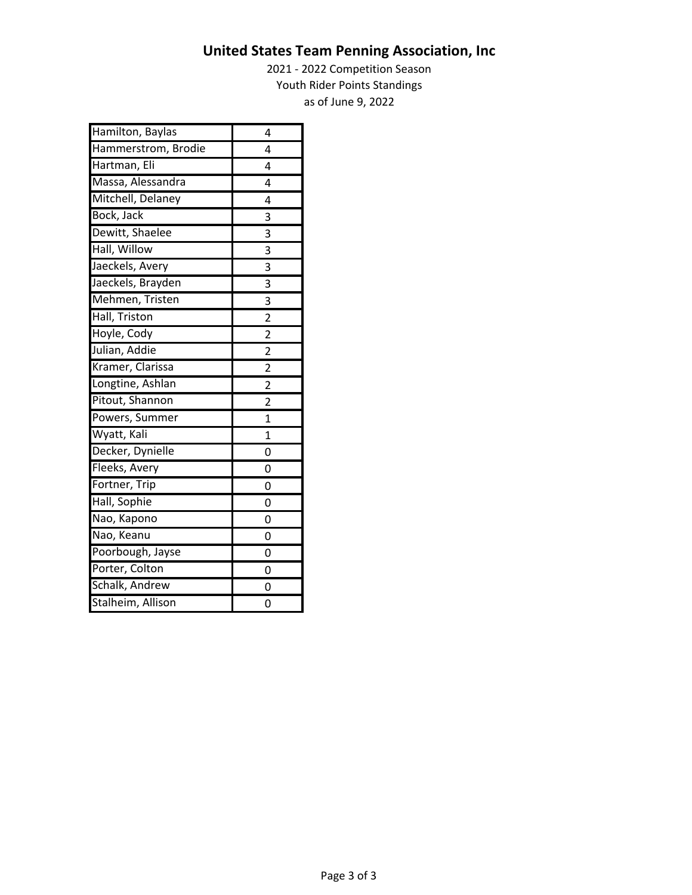# United States Team Penning Association, Inc

2021 - 2022 Competition Season
Youth Rider Points Standings
as of June 9, 2022

| | |
|---|---|
| Hamilton, Baylas | 4 |
| Hammerstrom, Brodie | 4 |
| Hartman, Eli | 4 |
| Massa, Alessandra | 4 |
| Mitchell, Delaney | 4 |
| Bock, Jack | 3 |
| Dewitt, Shaelee | 3 |
| Hall, Willow | 3 |
| Jaeckels, Avery | 3 |
| Jaeckels, Brayden | 3 |
| Mehmen, Tristen | 3 |
| Hall, Triston | 2 |
| Hoyle, Cody | 2 |
| Julian, Addie | 2 |
| Kramer, Clarissa | 2 |
| Longtine, Ashlan | 2 |
| Pitout, Shannon | 2 |
| Powers, Summer | 1 |
| Wyatt, Kali | 1 |
| Decker, Dynielle | 0 |
| Fleeks, Avery | 0 |
| Fortner, Trip | 0 |
| Hall, Sophie | 0 |
| Nao, Kapono | 0 |
| Nao, Keanu | 0 |
| Poorbough, Jayse | 0 |
| Porter, Colton | 0 |
| Schalk, Andrew | 0 |
| Stalheim, Allison | 0 |